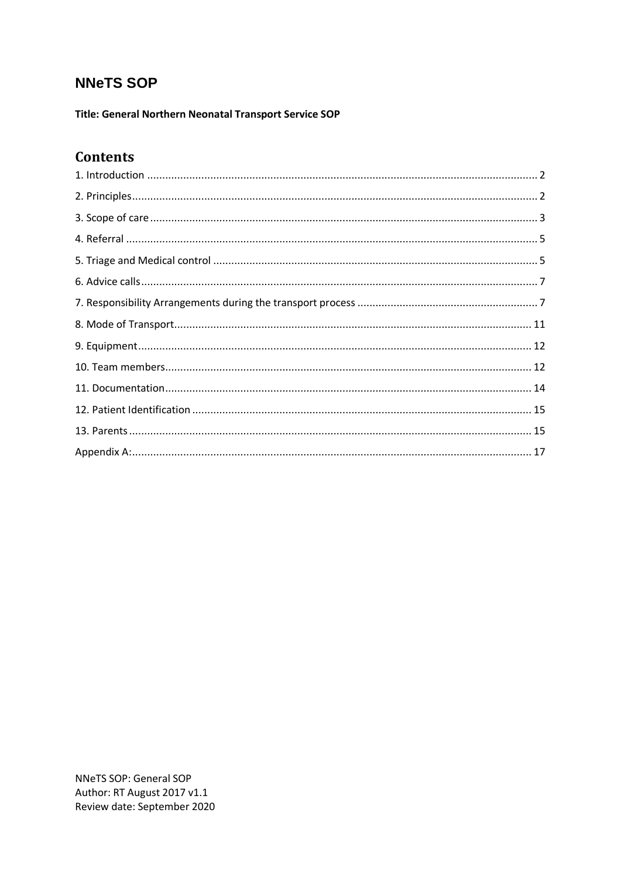# NNeTS SOP

**Title: General Northern Neonatal Transport Service SOP**

## Contents

1. Introduction ..... 2
2. Principles ..... 2
3. Scope of care ..... 3
4. Referral ..... 5
5. Triage and Medical control ..... 5
6. Advice calls ..... 7
7. Responsibility Arrangements during the transport process ..... 7
8. Mode of Transport ..... 11
9. Equipment ..... 12
10. Team members ..... 12
11. Documentation ..... 14
12. Patient Identification ..... 15
13. Parents ..... 15

Appendix A: ..... 17

NNeTS SOP: General SOP
Author: RT August 2017 v1.1
Review date: September 2020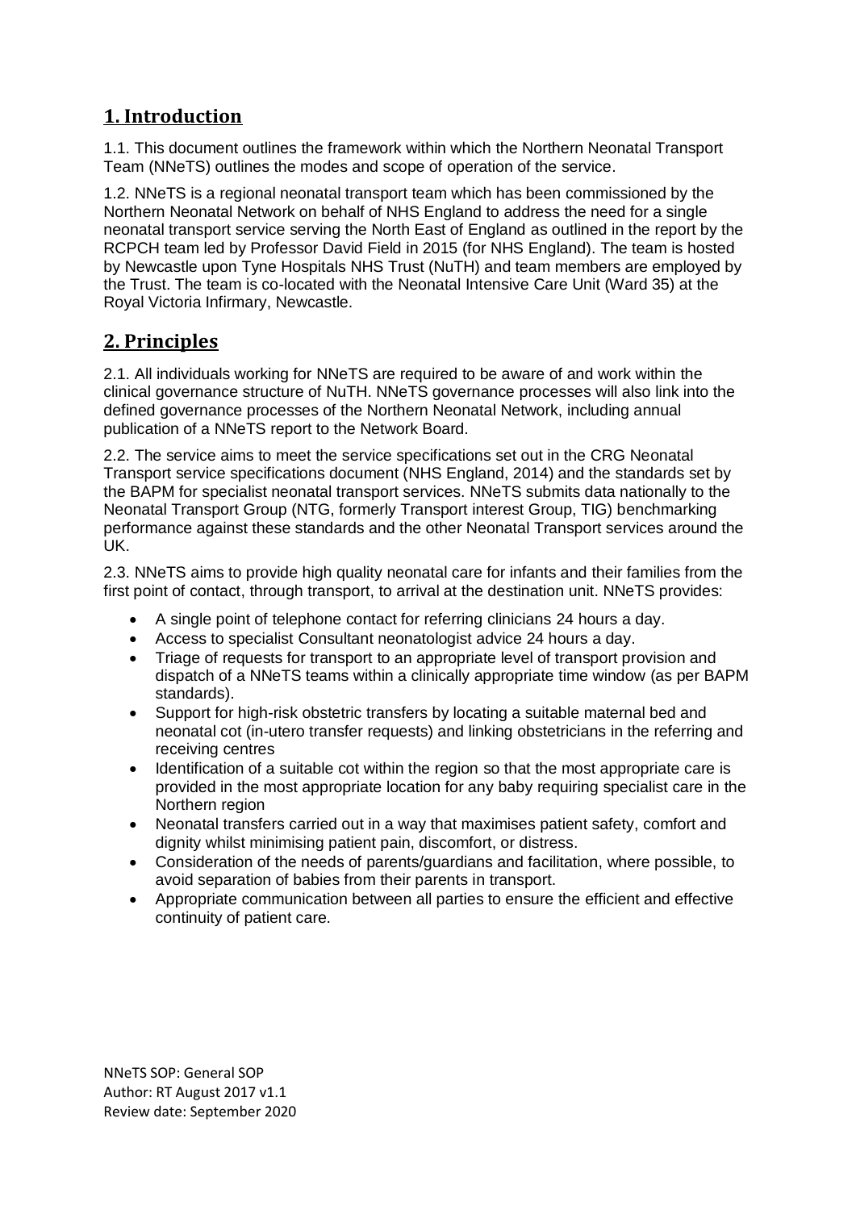## 1. Introduction

1.1. This document outlines the framework within which the Northern Neonatal Transport Team (NNeTS) outlines the modes and scope of operation of the service.

1.2. NNeTS is a regional neonatal transport team which has been commissioned by the Northern Neonatal Network on behalf of NHS England to address the need for a single neonatal transport service serving the North East of England as outlined in the report by the RCPCH team led by Professor David Field in 2015 (for NHS England). The team is hosted by Newcastle upon Tyne Hospitals NHS Trust (NuTH) and team members are employed by the Trust. The team is co-located with the Neonatal Intensive Care Unit (Ward 35) at the Royal Victoria Infirmary, Newcastle.

## 2. Principles

2.1. All individuals working for NNeTS are required to be aware of and work within the clinical governance structure of NuTH. NNeTS governance processes will also link into the defined governance processes of the Northern Neonatal Network, including annual publication of a NNeTS report to the Network Board.

2.2. The service aims to meet the service specifications set out in the CRG Neonatal Transport service specifications document (NHS England, 2014) and the standards set by the BAPM for specialist neonatal transport services. NNeTS submits data nationally to the Neonatal Transport Group (NTG, formerly Transport interest Group, TIG) benchmarking performance against these standards and the other Neonatal Transport services around the UK.

2.3. NNeTS aims to provide high quality neonatal care for infants and their families from the first point of contact, through transport, to arrival at the destination unit. NNeTS provides:

- A single point of telephone contact for referring clinicians 24 hours a day.
- Access to specialist Consultant neonatologist advice 24 hours a day.
- Triage of requests for transport to an appropriate level of transport provision and dispatch of a NNeTS teams within a clinically appropriate time window (as per BAPM standards).
- Support for high-risk obstetric transfers by locating a suitable maternal bed and neonatal cot (in-utero transfer requests) and linking obstetricians in the referring and receiving centres
- Identification of a suitable cot within the region so that the most appropriate care is provided in the most appropriate location for any baby requiring specialist care in the Northern region
- Neonatal transfers carried out in a way that maximises patient safety, comfort and dignity whilst minimising patient pain, discomfort, or distress.
- Consideration of the needs of parents/guardians and facilitation, where possible, to avoid separation of babies from their parents in transport.
- Appropriate communication between all parties to ensure the efficient and effective continuity of patient care.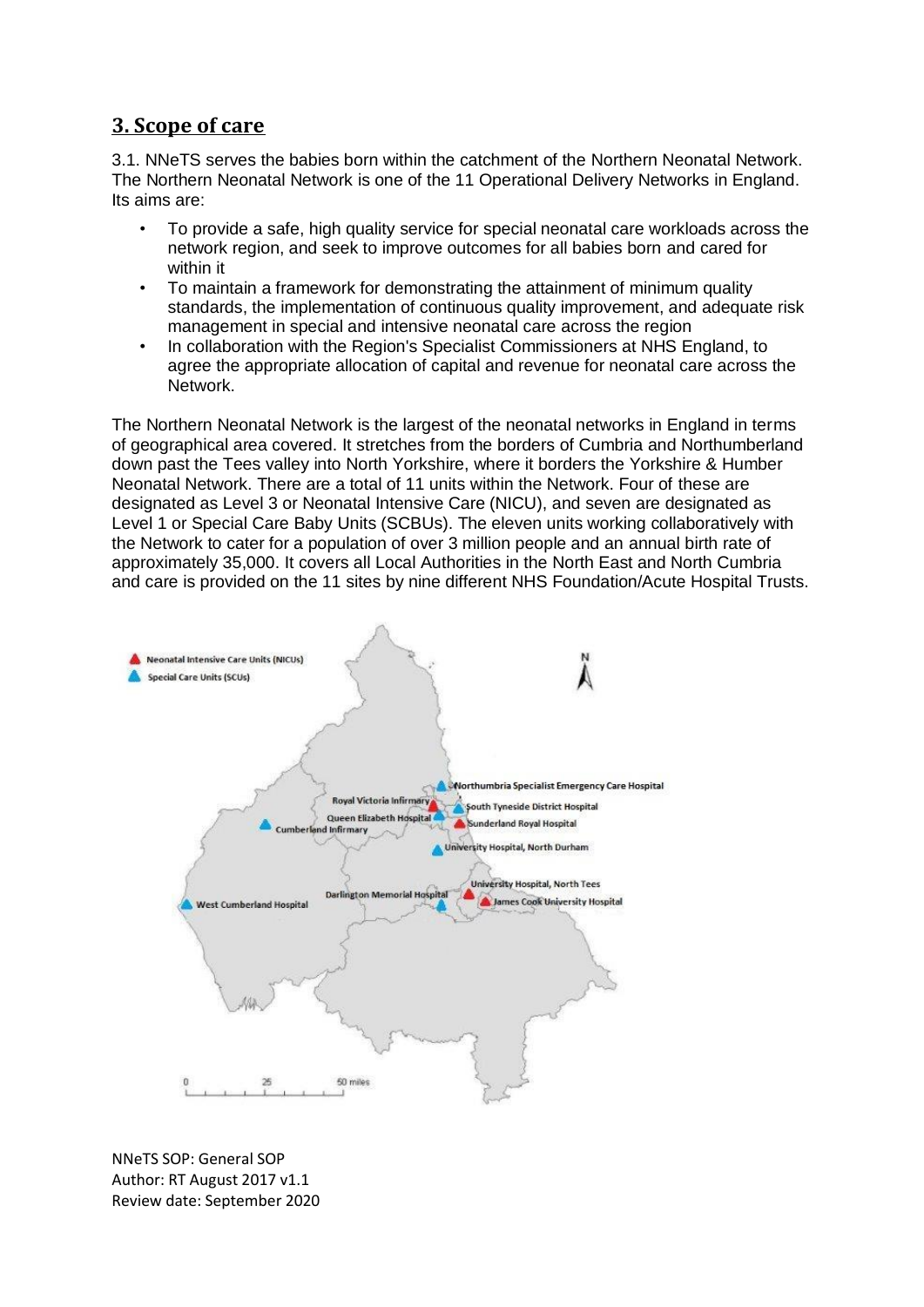## 3. Scope of care

3.1. NNeTS serves the babies born within the catchment of the Northern Neonatal Network. The Northern Neonatal Network is one of the 11 Operational Delivery Networks in England. Its aims are:

- To provide a safe, high quality service for special neonatal care workloads across the network region, and seek to improve outcomes for all babies born and cared for within it
- To maintain a framework for demonstrating the attainment of minimum quality standards, the implementation of continuous quality improvement, and adequate risk management in special and intensive neonatal care across the region
- In collaboration with the Region's Specialist Commissioners at NHS England, to agree the appropriate allocation of capital and revenue for neonatal care across the Network.

The Northern Neonatal Network is the largest of the neonatal networks in England in terms of geographical area covered. It stretches from the borders of Cumbria and Northumberland down past the Tees valley into North Yorkshire, where it borders the Yorkshire & Humber Neonatal Network. There are a total of 11 units within the Network. Four of these are designated as Level 3 or Neonatal Intensive Care (NICU), and seven are designated as Level 1 or Special Care Baby Units (SCBUs). The eleven units working collaboratively with the Network to cater for a population of over 3 million people and an annual birth rate of approximately 35,000. It covers all Local Authorities in the North East and North Cumbria and care is provided on the 11 sites by nine different NHS Foundation/Acute Hospital Trusts.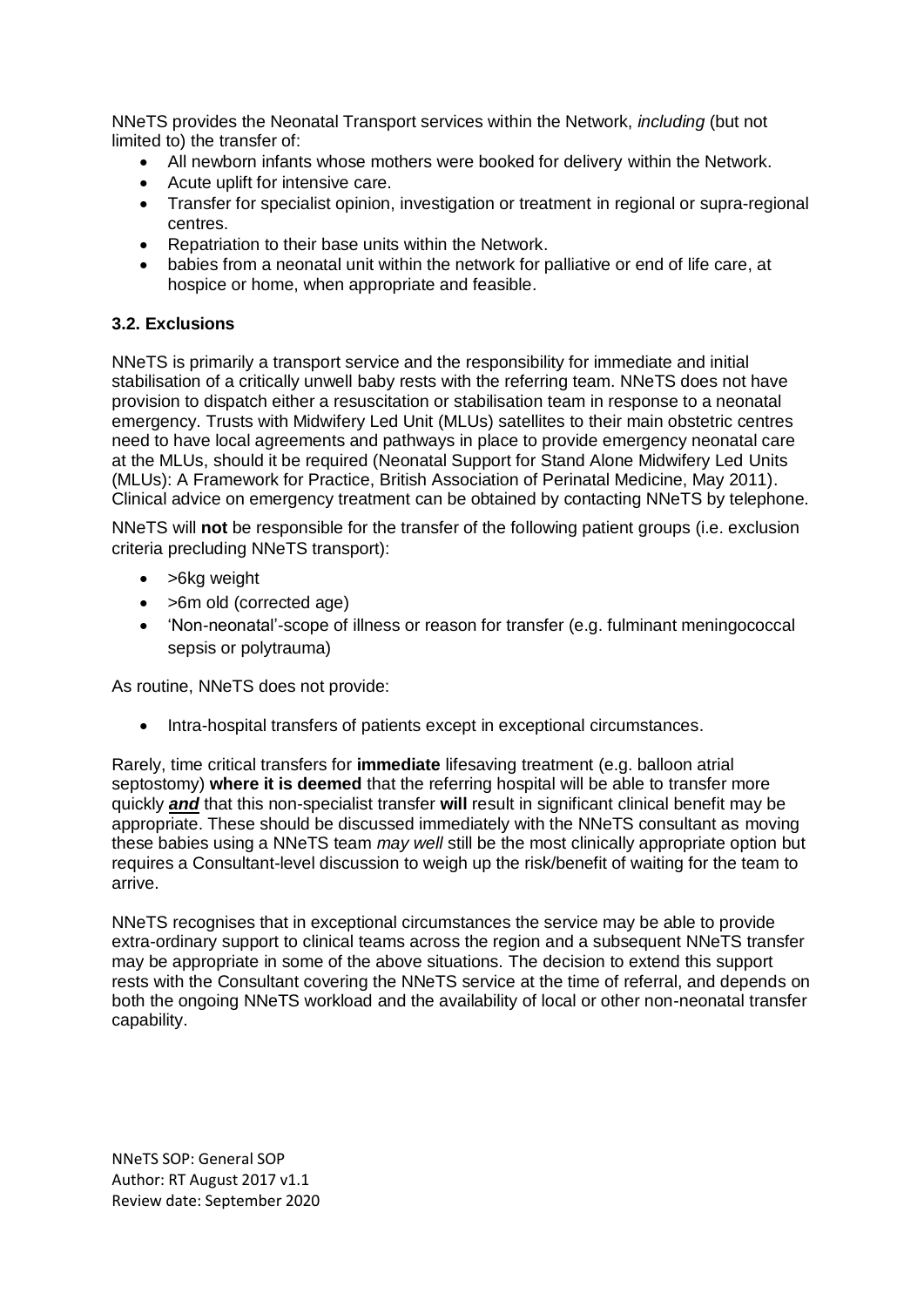NNeTS provides the Neonatal Transport services within the Network, *including* (but not limited to) the transfer of:

- All newborn infants whose mothers were booked for delivery within the Network.
- Acute uplift for intensive care.
- Transfer for specialist opinion, investigation or treatment in regional or supra-regional centres.
- Repatriation to their base units within the Network.
- babies from a neonatal unit within the network for palliative or end of life care, at hospice or home, when appropriate and feasible.

### 3.2. Exclusions

NNeTS is primarily a transport service and the responsibility for immediate and initial stabilisation of a critically unwell baby rests with the referring team. NNeTS does not have provision to dispatch either a resuscitation or stabilisation team in response to a neonatal emergency. Trusts with Midwifery Led Unit (MLUs) satellites to their main obstetric centres need to have local agreements and pathways in place to provide emergency neonatal care at the MLUs, should it be required (Neonatal Support for Stand Alone Midwifery Led Units (MLUs): A Framework for Practice, British Association of Perinatal Medicine, May 2011). Clinical advice on emergency treatment can be obtained by contacting NNeTS by telephone.

NNeTS will **not** be responsible for the transfer of the following patient groups (i.e. exclusion criteria precluding NNeTS transport):

- >6kg weight
- >6m old (corrected age)
- 'Non-neonatal'-scope of illness or reason for transfer (e.g. fulminant meningococcal sepsis or polytrauma)

As routine, NNeTS does not provide:

- Intra-hospital transfers of patients except in exceptional circumstances.

Rarely, time critical transfers for **immediate** lifesaving treatment (e.g. balloon atrial septostomy) **where it is deemed** that the referring hospital will be able to transfer more quickly ***and*** that this non-specialist transfer **will** result in significant clinical benefit may be appropriate. These should be discussed immediately with the NNeTS consultant as moving these babies using a NNeTS team *may well* still be the most clinically appropriate option but requires a Consultant-level discussion to weigh up the risk/benefit of waiting for the team to arrive.

NNeTS recognises that in exceptional circumstances the service may be able to provide extra-ordinary support to clinical teams across the region and a subsequent NNeTS transfer may be appropriate in some of the above situations. The decision to extend this support rests with the Consultant covering the NNeTS service at the time of referral, and depends on both the ongoing NNeTS workload and the availability of local or other non-neonatal transfer capability.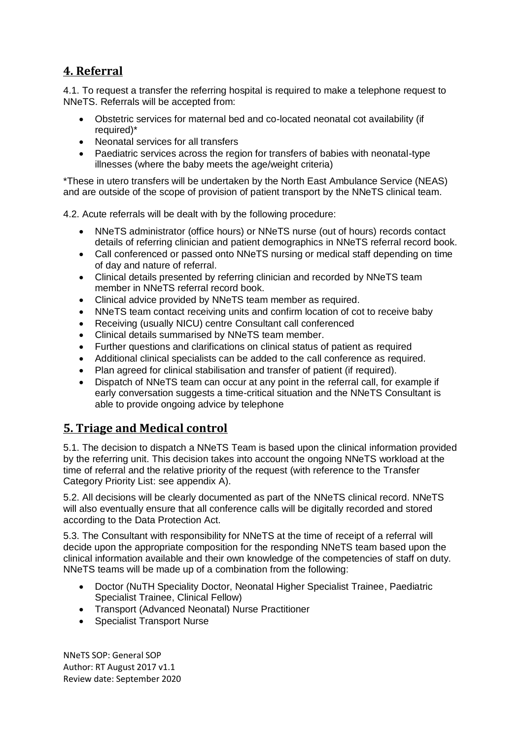## 4. Referral

4.1. To request a transfer the referring hospital is required to make a telephone request to NNeTS. Referrals will be accepted from:

- Obstetric services for maternal bed and co-located neonatal cot availability (if required)*
- Neonatal services for all transfers
- Paediatric services across the region for transfers of babies with neonatal-type illnesses (where the baby meets the age/weight criteria)

*These in utero transfers will be undertaken by the North East Ambulance Service (NEAS) and are outside of the scope of provision of patient transport by the NNeTS clinical team.

4.2. Acute referrals will be dealt with by the following procedure:

- NNeTS administrator (office hours) or NNeTS nurse (out of hours) records contact details of referring clinician and patient demographics in NNeTS referral record book.
- Call conferenced or passed onto NNeTS nursing or medical staff depending on time of day and nature of referral.
- Clinical details presented by referring clinician and recorded by NNeTS team member in NNeTS referral record book.
- Clinical advice provided by NNeTS team member as required.
- NNeTS team contact receiving units and confirm location of cot to receive baby
- Receiving (usually NICU) centre Consultant call conferenced
- Clinical details summarised by NNeTS team member.
- Further questions and clarifications on clinical status of patient as required
- Additional clinical specialists can be added to the call conference as required.
- Plan agreed for clinical stabilisation and transfer of patient (if required).
- Dispatch of NNeTS team can occur at any point in the referral call, for example if early conversation suggests a time-critical situation and the NNeTS Consultant is able to provide ongoing advice by telephone

## 5. Triage and Medical control

5.1. The decision to dispatch a NNeTS Team is based upon the clinical information provided by the referring unit. This decision takes into account the ongoing NNeTS workload at the time of referral and the relative priority of the request (with reference to the Transfer Category Priority List: see appendix A).

5.2. All decisions will be clearly documented as part of the NNeTS clinical record. NNeTS will also eventually ensure that all conference calls will be digitally recorded and stored according to the Data Protection Act.

5.3. The Consultant with responsibility for NNeTS at the time of receipt of a referral will decide upon the appropriate composition for the responding NNeTS team based upon the clinical information available and their own knowledge of the competencies of staff on duty. NNeTS teams will be made up of a combination from the following:

- Doctor (NuTH Speciality Doctor, Neonatal Higher Specialist Trainee, Paediatric Specialist Trainee, Clinical Fellow)
- Transport (Advanced Neonatal) Nurse Practitioner
- Specialist Transport Nurse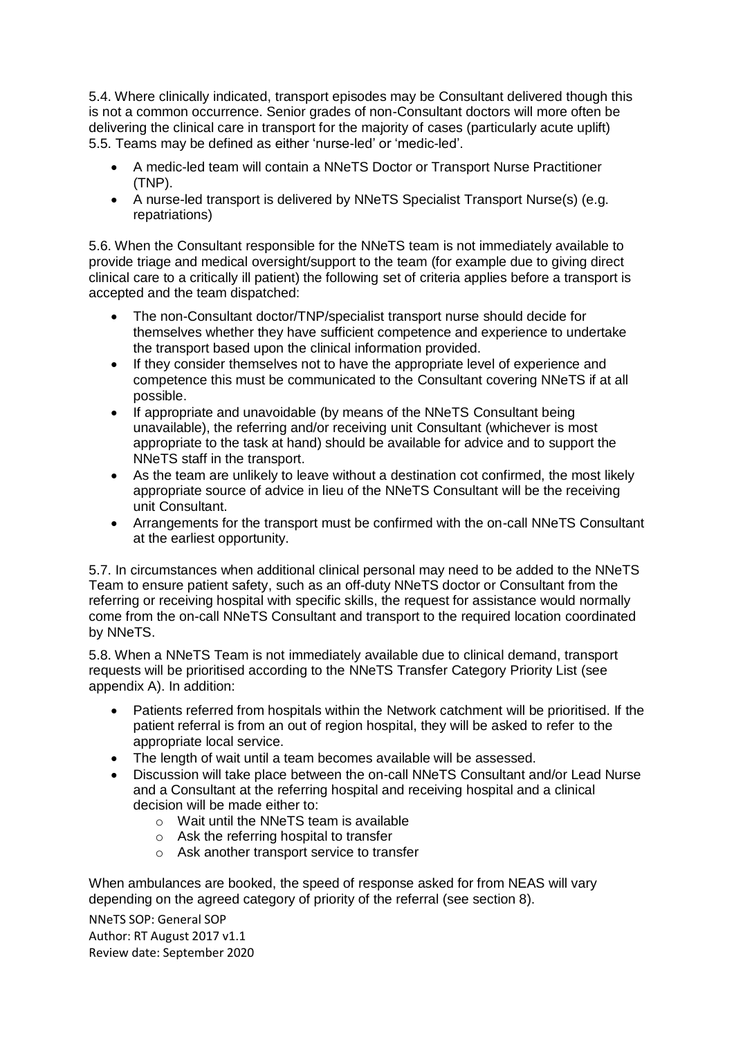5.4. Where clinically indicated, transport episodes may be Consultant delivered though this is not a common occurrence. Senior grades of non-Consultant doctors will more often be delivering the clinical care in transport for the majority of cases (particularly acute uplift)

5.5. Teams may be defined as either 'nurse-led' or 'medic-led'.

- A medic-led team will contain a NNeTS Doctor or Transport Nurse Practitioner (TNP).
- A nurse-led transport is delivered by NNeTS Specialist Transport Nurse(s) (e.g. repatriations)

5.6. When the Consultant responsible for the NNeTS team is not immediately available to provide triage and medical oversight/support to the team (for example due to giving direct clinical care to a critically ill patient) the following set of criteria applies before a transport is accepted and the team dispatched:

- The non-Consultant doctor/TNP/specialist transport nurse should decide for themselves whether they have sufficient competence and experience to undertake the transport based upon the clinical information provided.
- If they consider themselves not to have the appropriate level of experience and competence this must be communicated to the Consultant covering NNeTS if at all possible.
- If appropriate and unavoidable (by means of the NNeTS Consultant being unavailable), the referring and/or receiving unit Consultant (whichever is most appropriate to the task at hand) should be available for advice and to support the NNeTS staff in the transport.
- As the team are unlikely to leave without a destination cot confirmed, the most likely appropriate source of advice in lieu of the NNeTS Consultant will be the receiving unit Consultant.
- Arrangements for the transport must be confirmed with the on-call NNeTS Consultant at the earliest opportunity.

5.7. In circumstances when additional clinical personal may need to be added to the NNeTS Team to ensure patient safety, such as an off-duty NNeTS doctor or Consultant from the referring or receiving hospital with specific skills, the request for assistance would normally come from the on-call NNeTS Consultant and transport to the required location coordinated by NNeTS.

5.8. When a NNeTS Team is not immediately available due to clinical demand, transport requests will be prioritised according to the NNeTS Transfer Category Priority List (see appendix A). In addition:

- Patients referred from hospitals within the Network catchment will be prioritised. If the patient referral is from an out of region hospital, they will be asked to refer to the appropriate local service.
- The length of wait until a team becomes available will be assessed.
- Discussion will take place between the on-call NNeTS Consultant and/or Lead Nurse and a Consultant at the referring hospital and receiving hospital and a clinical decision will be made either to:
  - Wait until the NNeTS team is available
  - Ask the referring hospital to transfer
  - Ask another transport service to transfer

When ambulances are booked, the speed of response asked for from NEAS will vary depending on the agreed category of priority of the referral (see section 8).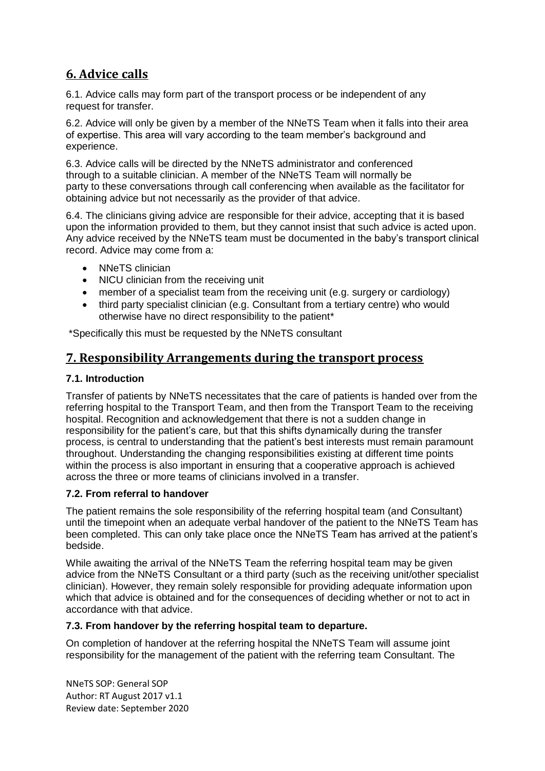## 6. Advice calls

6.1. Advice calls may form part of the transport process or be independent of any request for transfer.

6.2. Advice will only be given by a member of the NNeTS Team when it falls into their area of expertise. This area will vary according to the team member's background and experience.

6.3. Advice calls will be directed by the NNeTS administrator and conferenced through to a suitable clinician. A member of the NNeTS Team will normally be party to these conversations through call conferencing when available as the facilitator for obtaining advice but not necessarily as the provider of that advice.

6.4. The clinicians giving advice are responsible for their advice, accepting that it is based upon the information provided to them, but they cannot insist that such advice is acted upon. Any advice received by the NNeTS team must be documented in the baby's transport clinical record. Advice may come from a:

- NNeTS clinician
- NICU clinician from the receiving unit
- member of a specialist team from the receiving unit (e.g. surgery or cardiology)
- third party specialist clinician (e.g. Consultant from a tertiary centre) who would otherwise have no direct responsibility to the patient*

*Specifically this must be requested by the NNeTS consultant

## 7. Responsibility Arrangements during the transport process

### 7.1. Introduction

Transfer of patients by NNeTS necessitates that the care of patients is handed over from the referring hospital to the Transport Team, and then from the Transport Team to the receiving hospital. Recognition and acknowledgement that there is not a sudden change in responsibility for the patient's care, but that this shifts dynamically during the transfer process, is central to understanding that the patient's best interests must remain paramount throughout. Understanding the changing responsibilities existing at different time points within the process is also important in ensuring that a cooperative approach is achieved across the three or more teams of clinicians involved in a transfer.

### 7.2. From referral to handover

The patient remains the sole responsibility of the referring hospital team (and Consultant) until the timepoint when an adequate verbal handover of the patient to the NNeTS Team has been completed. This can only take place once the NNeTS Team has arrived at the patient's bedside.

While awaiting the arrival of the NNeTS Team the referring hospital team may be given advice from the NNeTS Consultant or a third party (such as the receiving unit/other specialist clinician). However, they remain solely responsible for providing adequate information upon which that advice is obtained and for the consequences of deciding whether or not to act in accordance with that advice.

### 7.3. From handover by the referring hospital team to departure.

On completion of handover at the referring hospital the NNeTS Team will assume joint responsibility for the management of the patient with the referring team Consultant. The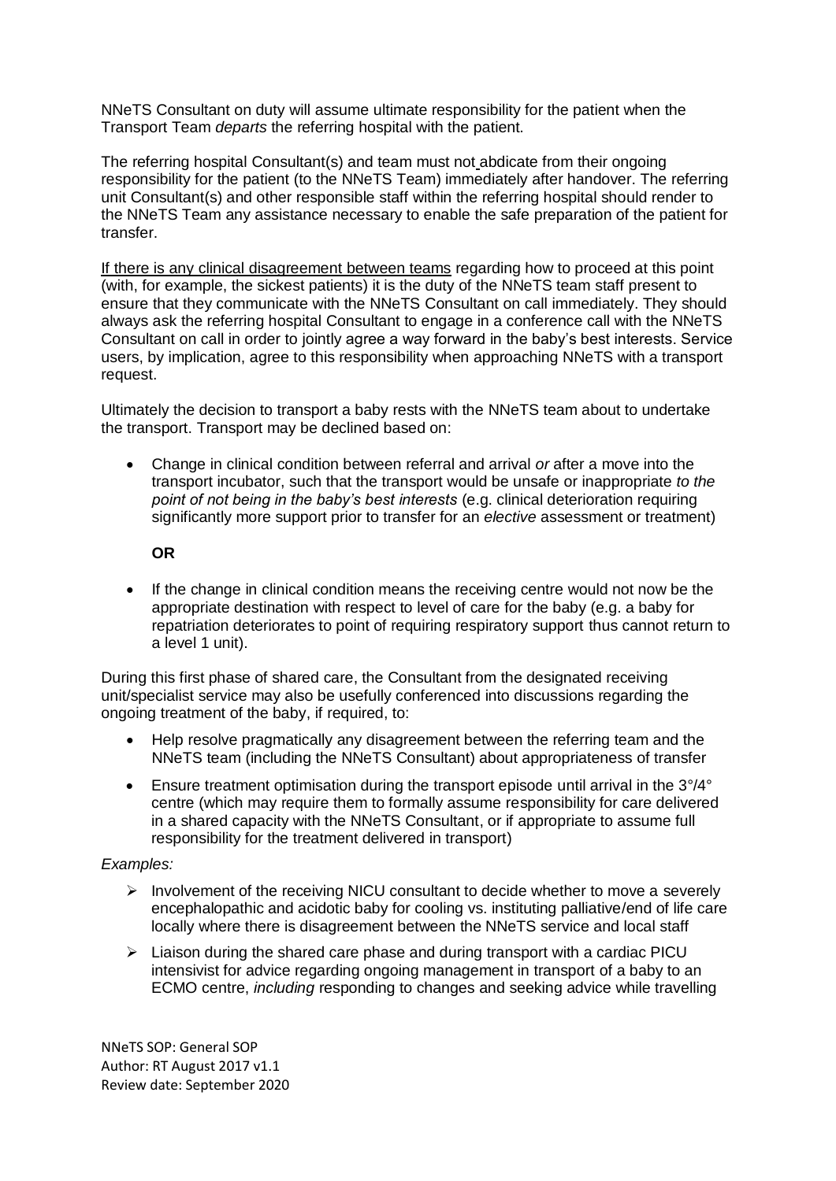NNeTS Consultant on duty will assume ultimate responsibility for the patient when the Transport Team *departs* the referring hospital with the patient.

The referring hospital Consultant(s) and team must not abdicate from their ongoing responsibility for the patient (to the NNeTS Team) immediately after handover. The referring unit Consultant(s) and other responsible staff within the referring hospital should render to the NNeTS Team any assistance necessary to enable the safe preparation of the patient for transfer.

If there is any clinical disagreement between teams regarding how to proceed at this point (with, for example, the sickest patients) it is the duty of the NNeTS team staff present to ensure that they communicate with the NNeTS Consultant on call immediately. They should always ask the referring hospital Consultant to engage in a conference call with the NNeTS Consultant on call in order to jointly agree a way forward in the baby's best interests. Service users, by implication, agree to this responsibility when approaching NNeTS with a transport request.

Ultimately the decision to transport a baby rests with the NNeTS team about to undertake the transport. Transport may be declined based on:

- Change in clinical condition between referral and arrival *or* after a move into the transport incubator, such that the transport would be unsafe or inappropriate *to the point of not being in the baby's best interests* (e.g. clinical deterioration requiring significantly more support prior to transfer for an *elective* assessment or treatment)

  **OR**

- If the change in clinical condition means the receiving centre would not now be the appropriate destination with respect to level of care for the baby (e.g. a baby for repatriation deteriorates to point of requiring respiratory support thus cannot return to a level 1 unit).

During this first phase of shared care, the Consultant from the designated receiving unit/specialist service may also be usefully conferenced into discussions regarding the ongoing treatment of the baby, if required, to:

- Help resolve pragmatically any disagreement between the referring team and the NNeTS team (including the NNeTS Consultant) about appropriateness of transfer
- Ensure treatment optimisation during the transport episode until arrival in the 3°/4° centre (which may require them to formally assume responsibility for care delivered in a shared capacity with the NNeTS Consultant, or if appropriate to assume full responsibility for the treatment delivered in transport)

*Examples:*

- Involvement of the receiving NICU consultant to decide whether to move a severely encephalopathic and acidotic baby for cooling vs. instituting palliative/end of life care locally where there is disagreement between the NNeTS service and local staff
- Liaison during the shared care phase and during transport with a cardiac PICU intensivist for advice regarding ongoing management in transport of a baby to an ECMO centre, *including* responding to changes and seeking advice while travelling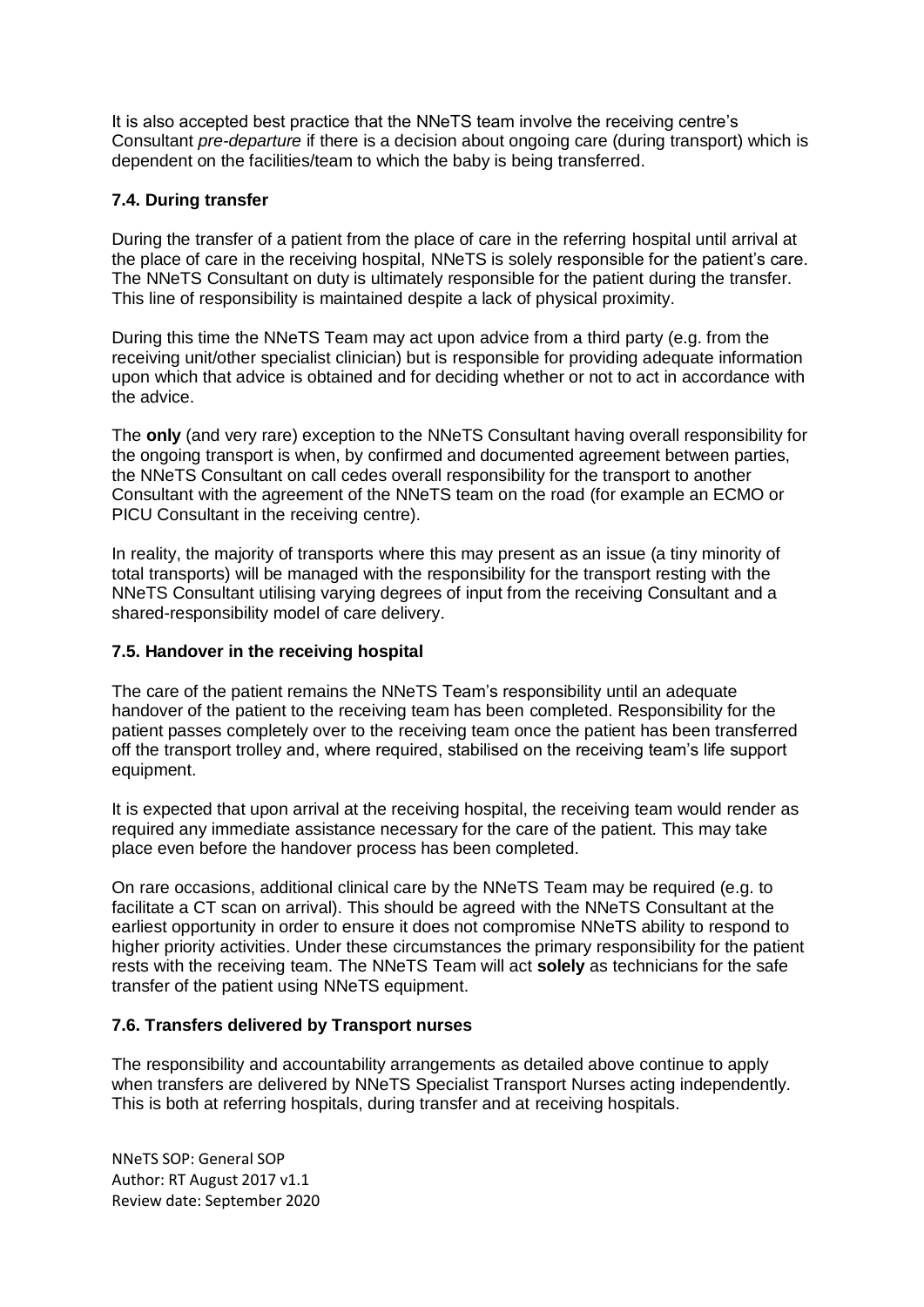It is also accepted best practice that the NNeTS team involve the receiving centre's Consultant *pre-departure* if there is a decision about ongoing care (during transport) which is dependent on the facilities/team to which the baby is being transferred.

### 7.4. During transfer

During the transfer of a patient from the place of care in the referring hospital until arrival at the place of care in the receiving hospital, NNeTS is solely responsible for the patient's care. The NNeTS Consultant on duty is ultimately responsible for the patient during the transfer. This line of responsibility is maintained despite a lack of physical proximity.

During this time the NNeTS Team may act upon advice from a third party (e.g. from the receiving unit/other specialist clinician) but is responsible for providing adequate information upon which that advice is obtained and for deciding whether or not to act in accordance with the advice.

The **only** (and very rare) exception to the NNeTS Consultant having overall responsibility for the ongoing transport is when, by confirmed and documented agreement between parties, the NNeTS Consultant on call cedes overall responsibility for the transport to another Consultant with the agreement of the NNeTS team on the road (for example an ECMO or PICU Consultant in the receiving centre).

In reality, the majority of transports where this may present as an issue (a tiny minority of total transports) will be managed with the responsibility for the transport resting with the NNeTS Consultant utilising varying degrees of input from the receiving Consultant and a shared-responsibility model of care delivery.

### 7.5. Handover in the receiving hospital

The care of the patient remains the NNeTS Team's responsibility until an adequate handover of the patient to the receiving team has been completed. Responsibility for the patient passes completely over to the receiving team once the patient has been transferred off the transport trolley and, where required, stabilised on the receiving team's life support equipment.

It is expected that upon arrival at the receiving hospital, the receiving team would render as required any immediate assistance necessary for the care of the patient. This may take place even before the handover process has been completed.

On rare occasions, additional clinical care by the NNeTS Team may be required (e.g. to facilitate a CT scan on arrival). This should be agreed with the NNeTS Consultant at the earliest opportunity in order to ensure it does not compromise NNeTS ability to respond to higher priority activities. Under these circumstances the primary responsibility for the patient rests with the receiving team. The NNeTS Team will act **solely** as technicians for the safe transfer of the patient using NNeTS equipment.

### 7.6. Transfers delivered by Transport nurses

The responsibility and accountability arrangements as detailed above continue to apply when transfers are delivered by NNeTS Specialist Transport Nurses acting independently. This is both at referring hospitals, during transfer and at receiving hospitals.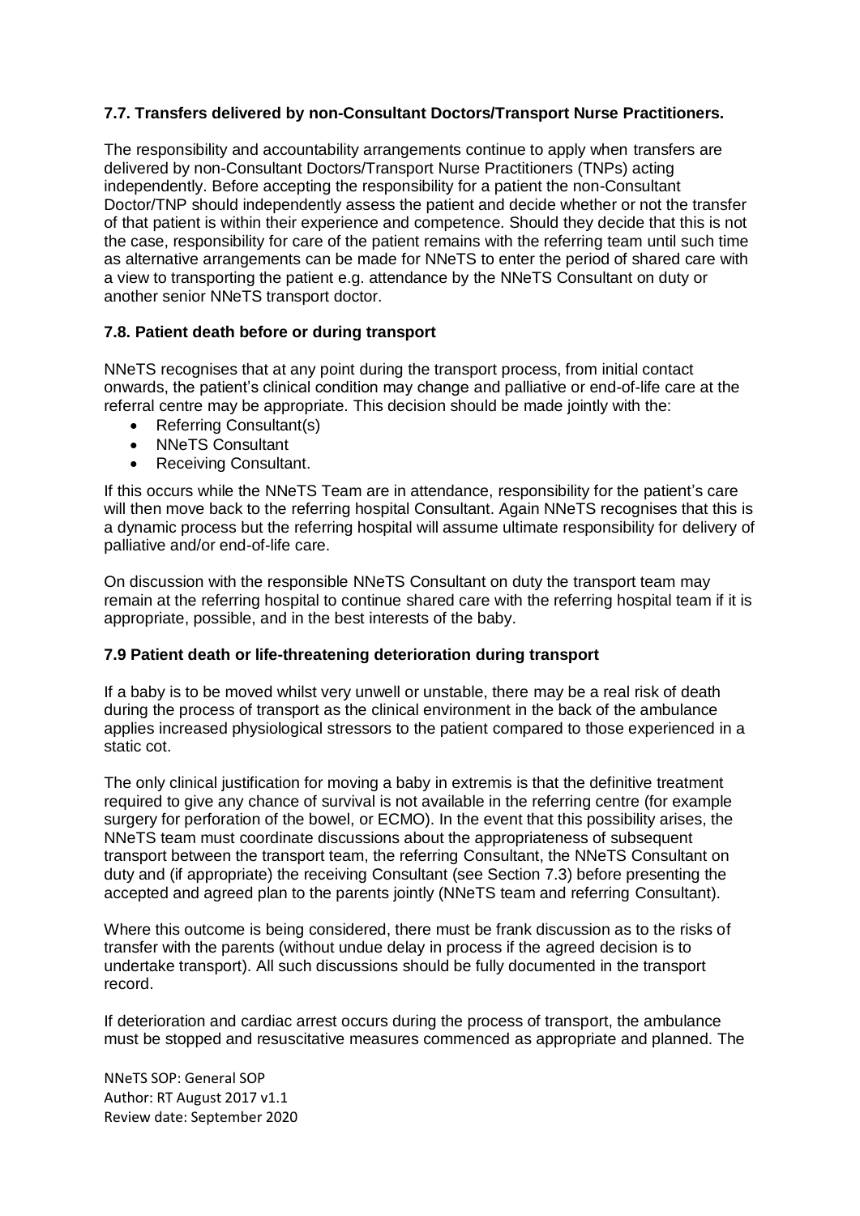### 7.7. Transfers delivered by non-Consultant Doctors/Transport Nurse Practitioners.

The responsibility and accountability arrangements continue to apply when transfers are delivered by non-Consultant Doctors/Transport Nurse Practitioners (TNPs) acting independently. Before accepting the responsibility for a patient the non-Consultant Doctor/TNP should independently assess the patient and decide whether or not the transfer of that patient is within their experience and competence. Should they decide that this is not the case, responsibility for care of the patient remains with the referring team until such time as alternative arrangements can be made for NNeTS to enter the period of shared care with a view to transporting the patient e.g. attendance by the NNeTS Consultant on duty or another senior NNeTS transport doctor.

### 7.8. Patient death before or during transport

NNeTS recognises that at any point during the transport process, from initial contact onwards, the patient's clinical condition may change and palliative or end-of-life care at the referral centre may be appropriate. This decision should be made jointly with the:

- Referring Consultant(s)
- NNeTS Consultant
- Receiving Consultant.

If this occurs while the NNeTS Team are in attendance, responsibility for the patient's care will then move back to the referring hospital Consultant. Again NNeTS recognises that this is a dynamic process but the referring hospital will assume ultimate responsibility for delivery of palliative and/or end-of-life care.

On discussion with the responsible NNeTS Consultant on duty the transport team may remain at the referring hospital to continue shared care with the referring hospital team if it is appropriate, possible, and in the best interests of the baby.

### 7.9 Patient death or life-threatening deterioration during transport

If a baby is to be moved whilst very unwell or unstable, there may be a real risk of death during the process of transport as the clinical environment in the back of the ambulance applies increased physiological stressors to the patient compared to those experienced in a static cot.

The only clinical justification for moving a baby in extremis is that the definitive treatment required to give any chance of survival is not available in the referring centre (for example surgery for perforation of the bowel, or ECMO). In the event that this possibility arises, the NNeTS team must coordinate discussions about the appropriateness of subsequent transport between the transport team, the referring Consultant, the NNeTS Consultant on duty and (if appropriate) the receiving Consultant (see Section 7.3) before presenting the accepted and agreed plan to the parents jointly (NNeTS team and referring Consultant).

Where this outcome is being considered, there must be frank discussion as to the risks of transfer with the parents (without undue delay in process if the agreed decision is to undertake transport). All such discussions should be fully documented in the transport record.

If deterioration and cardiac arrest occurs during the process of transport, the ambulance must be stopped and resuscitative measures commenced as appropriate and planned. The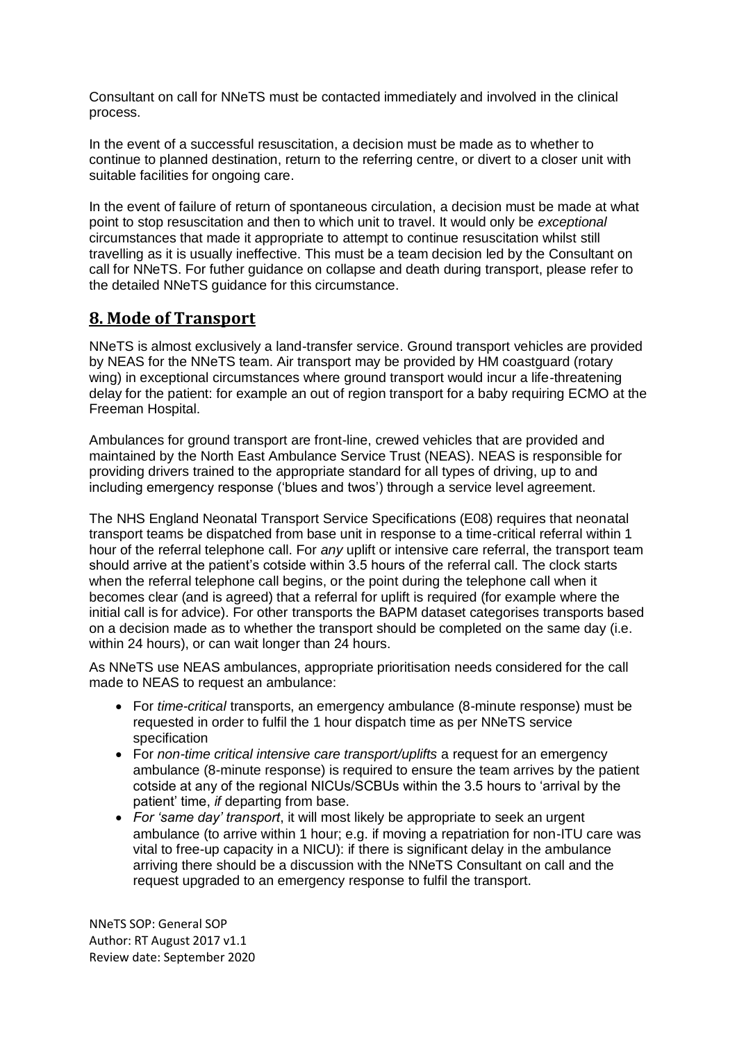Consultant on call for NNeTS must be contacted immediately and involved in the clinical process.

In the event of a successful resuscitation, a decision must be made as to whether to continue to planned destination, return to the referring centre, or divert to a closer unit with suitable facilities for ongoing care.

In the event of failure of return of spontaneous circulation, a decision must be made at what point to stop resuscitation and then to which unit to travel. It would only be *exceptional* circumstances that made it appropriate to attempt to continue resuscitation whilst still travelling as it is usually ineffective. This must be a team decision led by the Consultant on call for NNeTS. For futher guidance on collapse and death during transport, please refer to the detailed NNeTS guidance for this circumstance.

## 8. Mode of Transport

NNeTS is almost exclusively a land-transfer service. Ground transport vehicles are provided by NEAS for the NNeTS team. Air transport may be provided by HM coastguard (rotary wing) in exceptional circumstances where ground transport would incur a life-threatening delay for the patient: for example an out of region transport for a baby requiring ECMO at the Freeman Hospital.

Ambulances for ground transport are front-line, crewed vehicles that are provided and maintained by the North East Ambulance Service Trust (NEAS). NEAS is responsible for providing drivers trained to the appropriate standard for all types of driving, up to and including emergency response ('blues and twos') through a service level agreement.

The NHS England Neonatal Transport Service Specifications (E08) requires that neonatal transport teams be dispatched from base unit in response to a time-critical referral within 1 hour of the referral telephone call. For *any* uplift or intensive care referral, the transport team should arrive at the patient's cotside within 3.5 hours of the referral call. The clock starts when the referral telephone call begins, or the point during the telephone call when it becomes clear (and is agreed) that a referral for uplift is required (for example where the initial call is for advice). For other transports the BAPM dataset categorises transports based on a decision made as to whether the transport should be completed on the same day (i.e. within 24 hours), or can wait longer than 24 hours.

As NNeTS use NEAS ambulances, appropriate prioritisation needs considered for the call made to NEAS to request an ambulance:

- For *time-critical* transports, an emergency ambulance (8-minute response) must be requested in order to fulfil the 1 hour dispatch time as per NNeTS service specification
- For *non-time critical intensive care transport/uplifts* a request for an emergency ambulance (8-minute response) is required to ensure the team arrives by the patient cotside at any of the regional NICUs/SCBUs within the 3.5 hours to 'arrival by the patient' time, *if* departing from base.
- *For 'same day' transport*, it will most likely be appropriate to seek an urgent ambulance (to arrive within 1 hour; e.g. if moving a repatriation for non-ITU care was vital to free-up capacity in a NICU): if there is significant delay in the ambulance arriving there should be a discussion with the NNeTS Consultant on call and the request upgraded to an emergency response to fulfil the transport.

NNeTS SOP: General SOP
Author: RT August 2017 v1.1
Review date: September 2020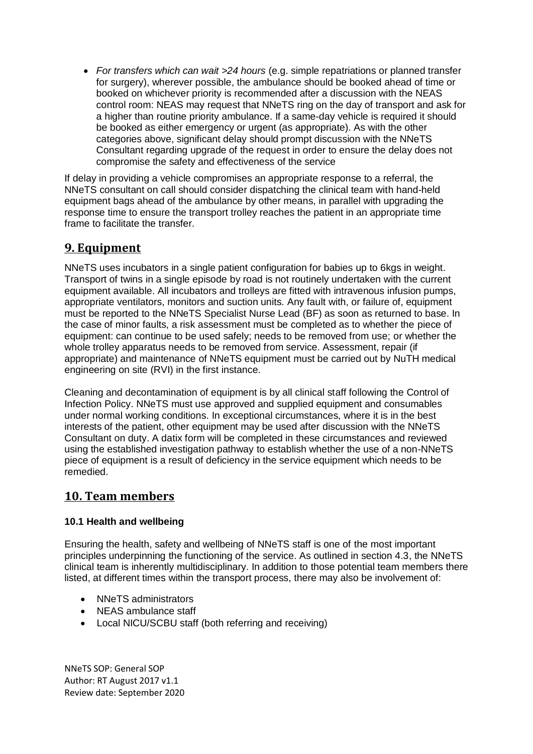- *For transfers which can wait >24 hours* (e.g. simple repatriations or planned transfer for surgery), wherever possible, the ambulance should be booked ahead of time or booked on whichever priority is recommended after a discussion with the NEAS control room: NEAS may request that NNeTS ring on the day of transport and ask for a higher than routine priority ambulance. If a same-day vehicle is required it should be booked as either emergency or urgent (as appropriate). As with the other categories above, significant delay should prompt discussion with the NNeTS Consultant regarding upgrade of the request in order to ensure the delay does not compromise the safety and effectiveness of the service

If delay in providing a vehicle compromises an appropriate response to a referral, the NNeTS consultant on call should consider dispatching the clinical team with hand-held equipment bags ahead of the ambulance by other means, in parallel with upgrading the response time to ensure the transport trolley reaches the patient in an appropriate time frame to facilitate the transfer.

## 9. Equipment

NNeTS uses incubators in a single patient configuration for babies up to 6kgs in weight. Transport of twins in a single episode by road is not routinely undertaken with the current equipment available. All incubators and trolleys are fitted with intravenous infusion pumps, appropriate ventilators, monitors and suction units. Any fault with, or failure of, equipment must be reported to the NNeTS Specialist Nurse Lead (BF) as soon as returned to base. In the case of minor faults, a risk assessment must be completed as to whether the piece of equipment: can continue to be used safely; needs to be removed from use; or whether the whole trolley apparatus needs to be removed from service. Assessment, repair (if appropriate) and maintenance of NNeTS equipment must be carried out by NuTH medical engineering on site (RVI) in the first instance.

Cleaning and decontamination of equipment is by all clinical staff following the Control of Infection Policy. NNeTS must use approved and supplied equipment and consumables under normal working conditions. In exceptional circumstances, where it is in the best interests of the patient, other equipment may be used after discussion with the NNeTS Consultant on duty. A datix form will be completed in these circumstances and reviewed using the established investigation pathway to establish whether the use of a non-NNeTS piece of equipment is a result of deficiency in the service equipment which needs to be remedied.

## 10. Team members

### 10.1 Health and wellbeing

Ensuring the health, safety and wellbeing of NNeTS staff is one of the most important principles underpinning the functioning of the service. As outlined in section 4.3, the NNeTS clinical team is inherently multidisciplinary. In addition to those potential team members there listed, at different times within the transport process, there may also be involvement of:

- NNeTS administrators
- NEAS ambulance staff
- Local NICU/SCBU staff (both referring and receiving)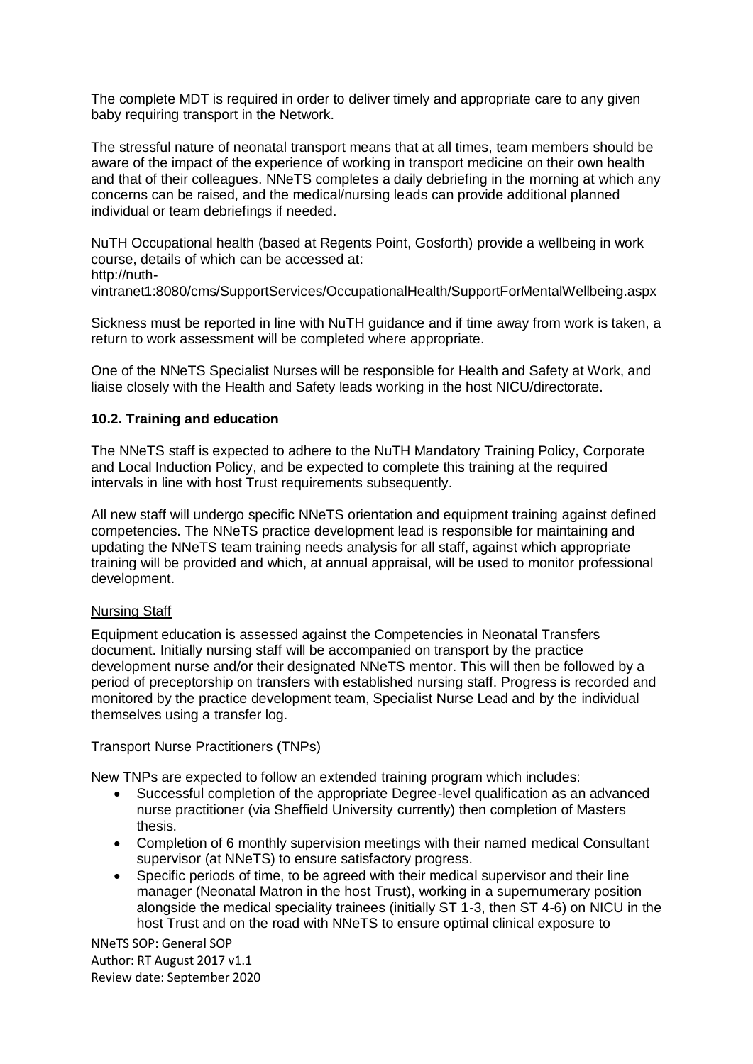The complete MDT is required in order to deliver timely and appropriate care to any given baby requiring transport in the Network.

The stressful nature of neonatal transport means that at all times, team members should be aware of the impact of the experience of working in transport medicine on their own health and that of their colleagues. NNeTS completes a daily debriefing in the morning at which any concerns can be raised, and the medical/nursing leads can provide additional planned individual or team debriefings if needed.

NuTH Occupational health (based at Regents Point, Gosforth) provide a wellbeing in work course, details of which can be accessed at:
http://nuth-vintranet1:8080/cms/SupportServices/OccupationalHealth/SupportForMentalWellbeing.aspx

Sickness must be reported in line with NuTH guidance and if time away from work is taken, a return to work assessment will be completed where appropriate.

One of the NNeTS Specialist Nurses will be responsible for Health and Safety at Work, and liaise closely with the Health and Safety leads working in the host NICU/directorate.

### 10.2. Training and education

The NNeTS staff is expected to adhere to the NuTH Mandatory Training Policy, Corporate and Local Induction Policy, and be expected to complete this training at the required intervals in line with host Trust requirements subsequently.

All new staff will undergo specific NNeTS orientation and equipment training against defined competencies. The NNeTS practice development lead is responsible for maintaining and updating the NNeTS team training needs analysis for all staff, against which appropriate training will be provided and which, at annual appraisal, will be used to monitor professional development.

Nursing Staff

Equipment education is assessed against the Competencies in Neonatal Transfers document. Initially nursing staff will be accompanied on transport by the practice development nurse and/or their designated NNeTS mentor. This will then be followed by a period of preceptorship on transfers with established nursing staff. Progress is recorded and monitored by the practice development team, Specialist Nurse Lead and by the individual themselves using a transfer log.

Transport Nurse Practitioners (TNPs)

New TNPs are expected to follow an extended training program which includes:

- Successful completion of the appropriate Degree-level qualification as an advanced nurse practitioner (via Sheffield University currently) then completion of Masters thesis.
- Completion of 6 monthly supervision meetings with their named medical Consultant supervisor (at NNeTS) to ensure satisfactory progress.
- Specific periods of time, to be agreed with their medical supervisor and their line manager (Neonatal Matron in the host Trust), working in a supernumerary position alongside the medical speciality trainees (initially ST 1-3, then ST 4-6) on NICU in the host Trust and on the road with NNeTS to ensure optimal clinical exposure to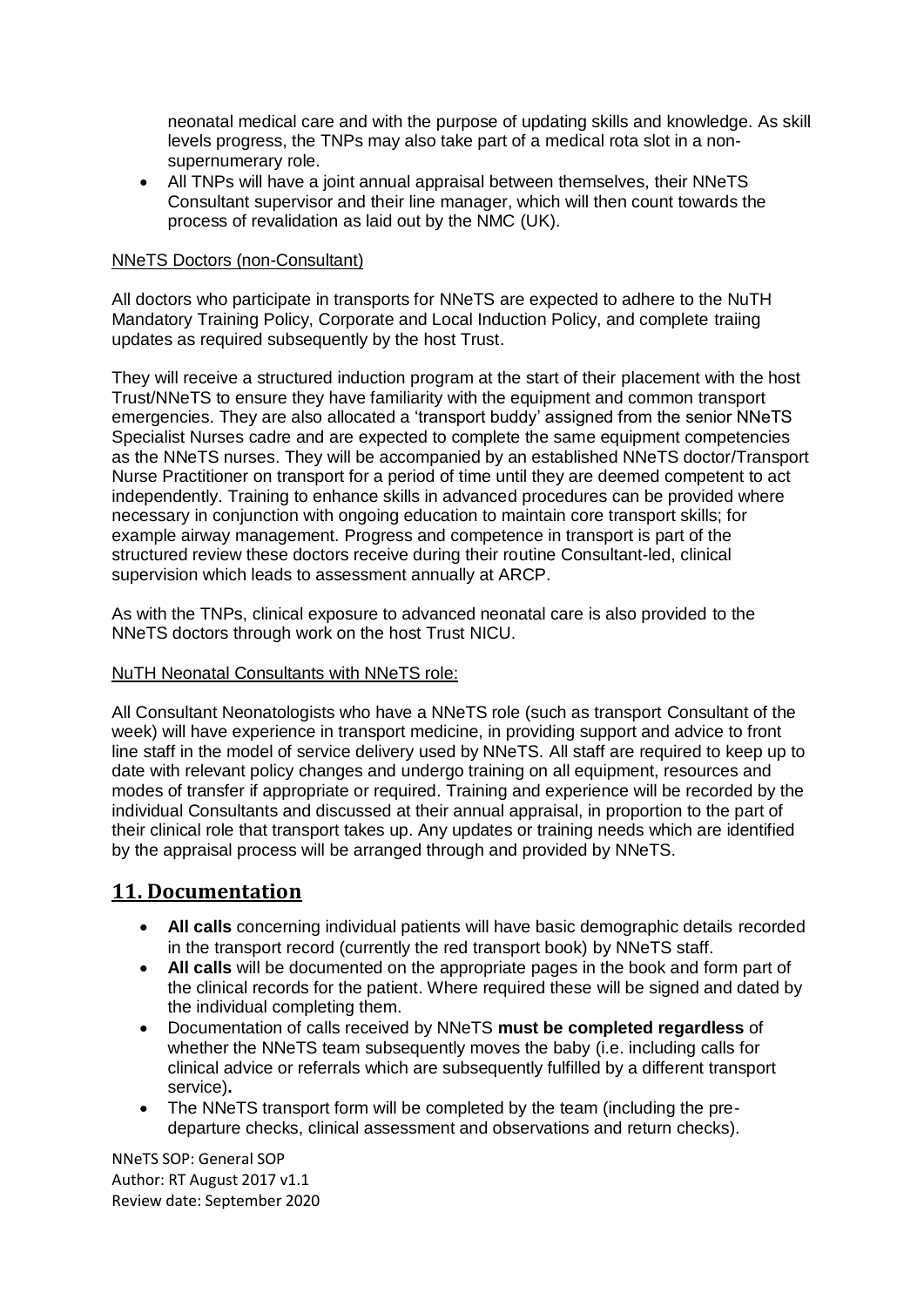neonatal medical care and with the purpose of updating skills and knowledge. As skill levels progress, the TNPs may also take part of a medical rota slot in a non-supernumerary role.

- All TNPs will have a joint annual appraisal between themselves, their NNeTS Consultant supervisor and their line manager, which will then count towards the process of revalidation as laid out by the NMC (UK).

NNeTS Doctors (non-Consultant)

All doctors who participate in transports for NNeTS are expected to adhere to the NuTH Mandatory Training Policy, Corporate and Local Induction Policy, and complete traiing updates as required subsequently by the host Trust.

They will receive a structured induction program at the start of their placement with the host Trust/NNeTS to ensure they have familiarity with the equipment and common transport emergencies. They are also allocated a 'transport buddy' assigned from the senior NNeTS Specialist Nurses cadre and are expected to complete the same equipment competencies as the NNeTS nurses. They will be accompanied by an established NNeTS doctor/Transport Nurse Practitioner on transport for a period of time until they are deemed competent to act independently. Training to enhance skills in advanced procedures can be provided where necessary in conjunction with ongoing education to maintain core transport skills; for example airway management. Progress and competence in transport is part of the structured review these doctors receive during their routine Consultant-led, clinical supervision which leads to assessment annually at ARCP.

As with the TNPs, clinical exposure to advanced neonatal care is also provided to the NNeTS doctors through work on the host Trust NICU.

NuTH Neonatal Consultants with NNeTS role:

All Consultant Neonatologists who have a NNeTS role (such as transport Consultant of the week) will have experience in transport medicine, in providing support and advice to front line staff in the model of service delivery used by NNeTS. All staff are required to keep up to date with relevant policy changes and undergo training on all equipment, resources and modes of transfer if appropriate or required. Training and experience will be recorded by the individual Consultants and discussed at their annual appraisal, in proportion to the part of their clinical role that transport takes up. Any updates or training needs which are identified by the appraisal process will be arranged through and provided by NNeTS.

## 11. Documentation

- **All calls** concerning individual patients will have basic demographic details recorded in the transport record (currently the red transport book) by NNeTS staff.
- **All calls** will be documented on the appropriate pages in the book and form part of the clinical records for the patient. Where required these will be signed and dated by the individual completing them.
- Documentation of calls received by NNeTS **must be completed regardless** of whether the NNeTS team subsequently moves the baby (i.e. including calls for clinical advice or referrals which are subsequently fulfilled by a different transport service)**.**
- The NNeTS transport form will be completed by the team (including the pre-departure checks, clinical assessment and observations and return checks).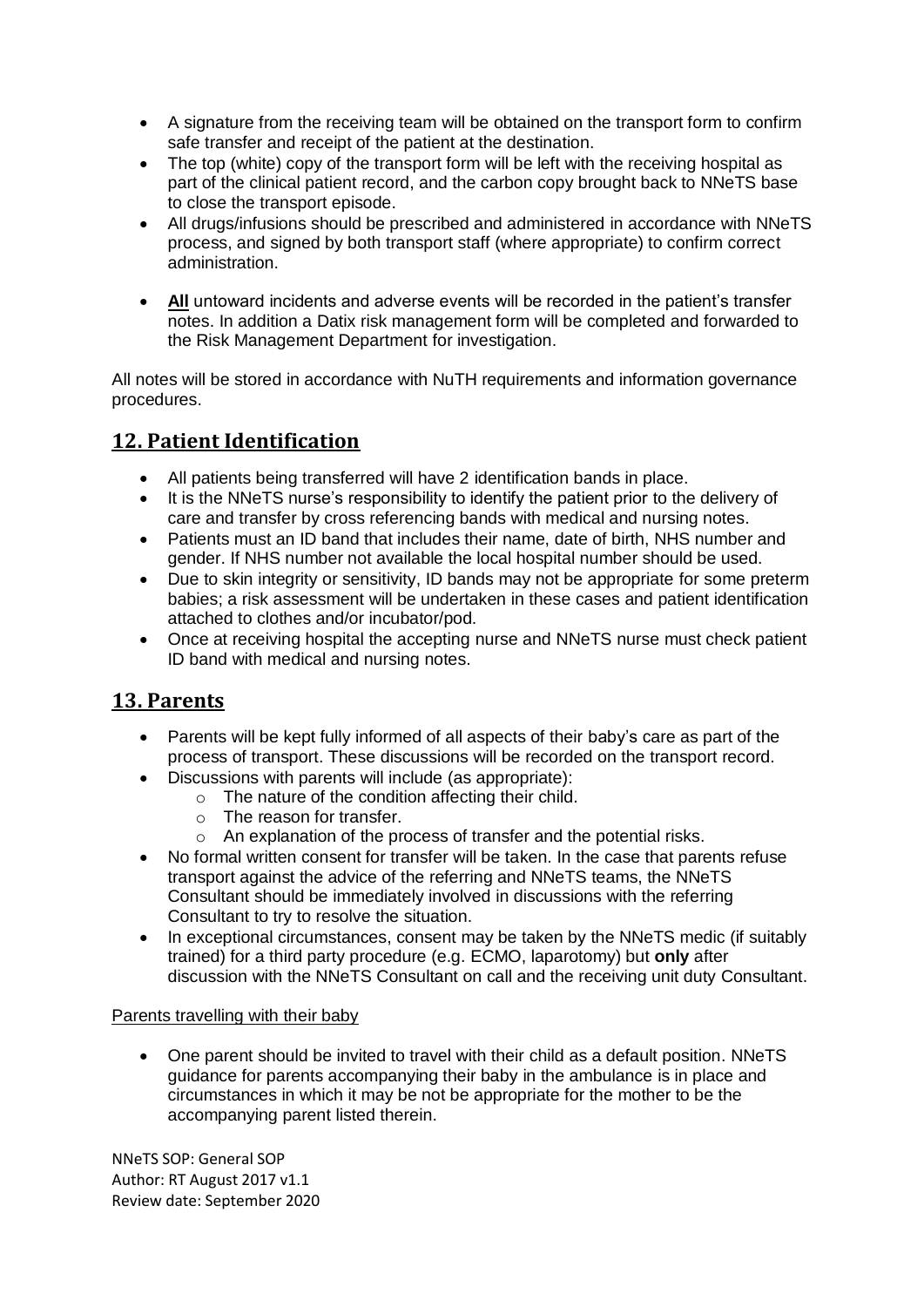- A signature from the receiving team will be obtained on the transport form to confirm safe transfer and receipt of the patient at the destination.
- The top (white) copy of the transport form will be left with the receiving hospital as part of the clinical patient record, and the carbon copy brought back to NNeTS base to close the transport episode.
- All drugs/infusions should be prescribed and administered in accordance with NNeTS process, and signed by both transport staff (where appropriate) to confirm correct administration.
- **All** untoward incidents and adverse events will be recorded in the patient's transfer notes. In addition a Datix risk management form will be completed and forwarded to the Risk Management Department for investigation.

All notes will be stored in accordance with NuTH requirements and information governance procedures.

## 12. Patient Identification

- All patients being transferred will have 2 identification bands in place.
- It is the NNeTS nurse's responsibility to identify the patient prior to the delivery of care and transfer by cross referencing bands with medical and nursing notes.
- Patients must an ID band that includes their name, date of birth, NHS number and gender. If NHS number not available the local hospital number should be used.
- Due to skin integrity or sensitivity, ID bands may not be appropriate for some preterm babies; a risk assessment will be undertaken in these cases and patient identification attached to clothes and/or incubator/pod.
- Once at receiving hospital the accepting nurse and NNeTS nurse must check patient ID band with medical and nursing notes.

## 13. Parents

- Parents will be kept fully informed of all aspects of their baby's care as part of the process of transport. These discussions will be recorded on the transport record.
- Discussions with parents will include (as appropriate):
  - The nature of the condition affecting their child.
  - The reason for transfer.
  - An explanation of the process of transfer and the potential risks.
- No formal written consent for transfer will be taken. In the case that parents refuse transport against the advice of the referring and NNeTS teams, the NNeTS Consultant should be immediately involved in discussions with the referring Consultant to try to resolve the situation.
- In exceptional circumstances, consent may be taken by the NNeTS medic (if suitably trained) for a third party procedure (e.g. ECMO, laparotomy) but **only** after discussion with the NNeTS Consultant on call and the receiving unit duty Consultant.

Parents travelling with their baby

- One parent should be invited to travel with their child as a default position. NNeTS guidance for parents accompanying their baby in the ambulance is in place and circumstances in which it may be not be appropriate for the mother to be the accompanying parent listed therein.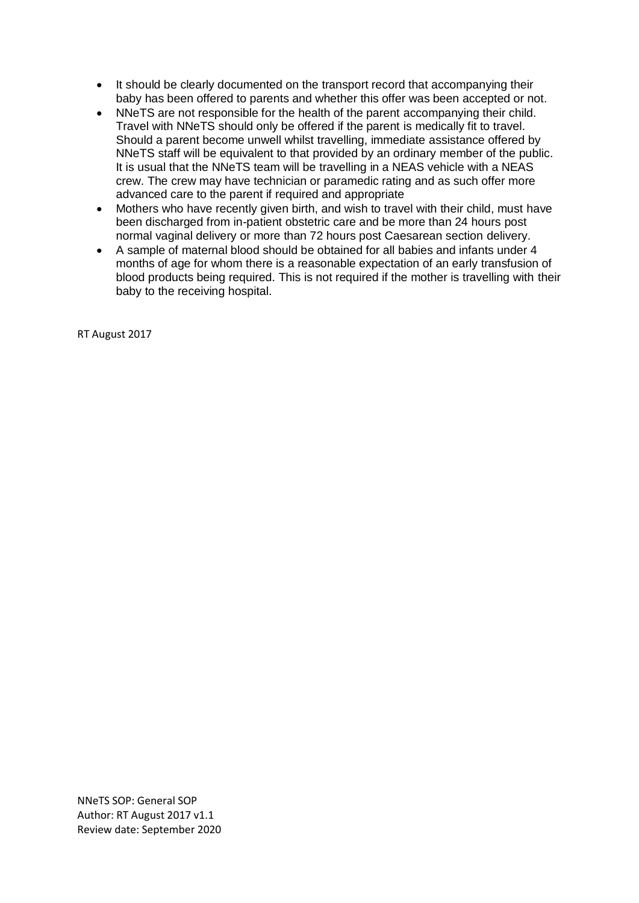- It should be clearly documented on the transport record that accompanying their baby has been offered to parents and whether this offer was been accepted or not.
- NNeTS are not responsible for the health of the parent accompanying their child. Travel with NNeTS should only be offered if the parent is medically fit to travel. Should a parent become unwell whilst travelling, immediate assistance offered by NNeTS staff will be equivalent to that provided by an ordinary member of the public. It is usual that the NNeTS team will be travelling in a NEAS vehicle with a NEAS crew. The crew may have technician or paramedic rating and as such offer more advanced care to the parent if required and appropriate
- Mothers who have recently given birth, and wish to travel with their child, must have been discharged from in-patient obstetric care and be more than 24 hours post normal vaginal delivery or more than 72 hours post Caesarean section delivery.
- A sample of maternal blood should be obtained for all babies and infants under 4 months of age for whom there is a reasonable expectation of an early transfusion of blood products being required. This is not required if the mother is travelling with their baby to the receiving hospital.

RT August 2017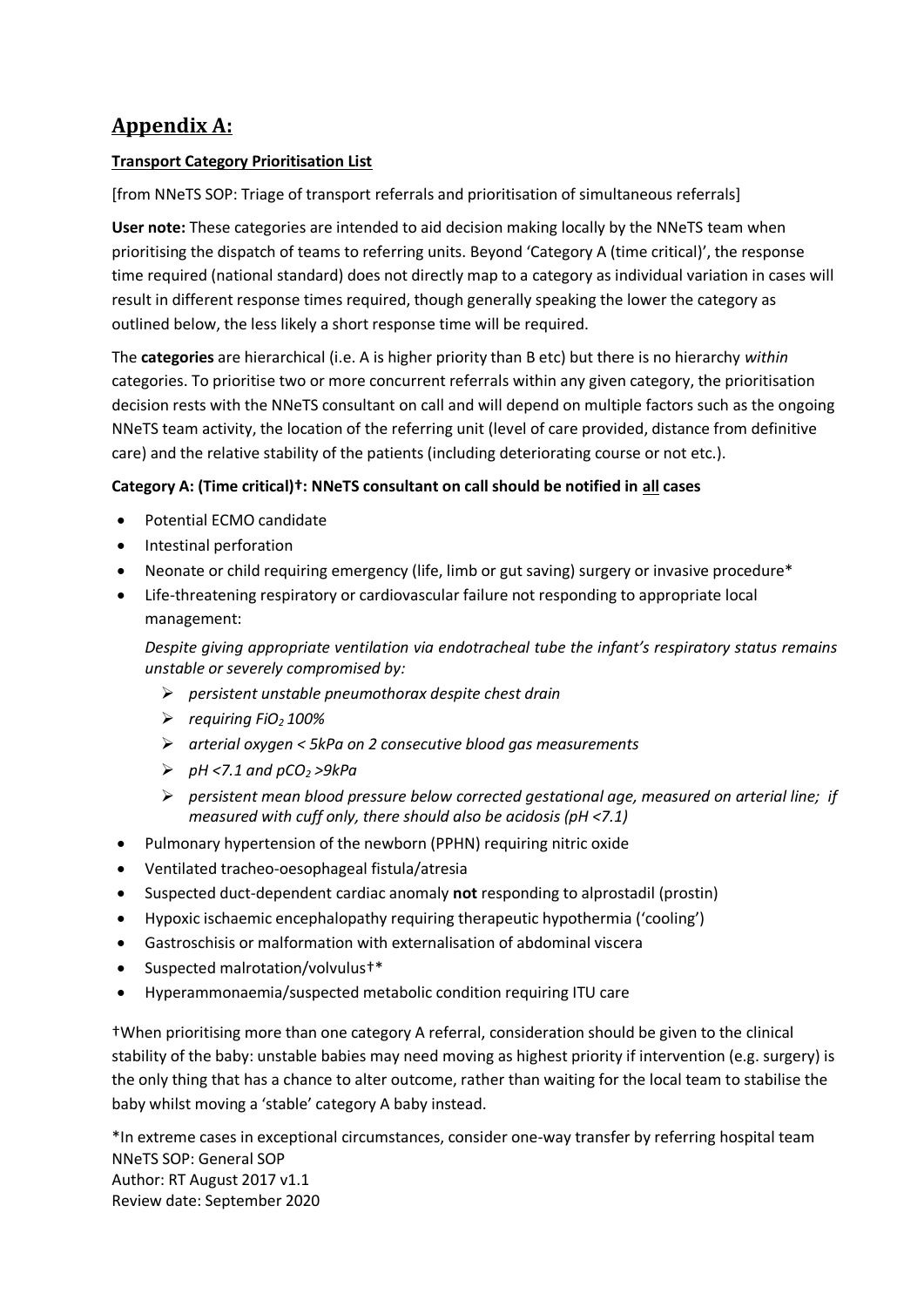## Appendix A:

**Transport Category Prioritisation List**

[from NNeTS SOP: Triage of transport referrals and prioritisation of simultaneous referrals]

**User note:** These categories are intended to aid decision making locally by the NNeTS team when prioritising the dispatch of teams to referring units. Beyond 'Category A (time critical)', the response time required (national standard) does not directly map to a category as individual variation in cases will result in different response times required, though generally speaking the lower the category as outlined below, the less likely a short response time will be required.

The **categories** are hierarchical (i.e. A is higher priority than B etc) but there is no hierarchy *within* categories. To prioritise two or more concurrent referrals within any given category, the prioritisation decision rests with the NNeTS consultant on call and will depend on multiple factors such as the ongoing NNeTS team activity, the location of the referring unit (level of care provided, distance from definitive care) and the relative stability of the patients (including deteriorating course or not etc.).

**Category A: (Time critical)†: NNeTS consultant on call should be notified in <u>all</u> cases**

- Potential ECMO candidate
- Intestinal perforation
- Neonate or child requiring emergency (life, limb or gut saving) surgery or invasive procedure*
- Life-threatening respiratory or cardiovascular failure not responding to appropriate local management:

  *Despite giving appropriate ventilation via endotracheal tube the infant's respiratory status remains unstable or severely compromised by:*

  - *persistent unstable pneumothorax despite chest drain*
  - *requiring $FiO_2$ 100%*
  - *arterial oxygen < 5kPa on 2 consecutive blood gas measurements*
  - *pH <7.1 and $pCO_2$ >9kPa*
  - *persistent mean blood pressure below corrected gestational age, measured on arterial line; if measured with cuff only, there should also be acidosis (pH <7.1)*
- Pulmonary hypertension of the newborn (PPHN) requiring nitric oxide
- Ventilated tracheo-oesophageal fistula/atresia
- Suspected duct-dependent cardiac anomaly **not** responding to alprostadil (prostin)
- Hypoxic ischaemic encephalopathy requiring therapeutic hypothermia ('cooling')
- Gastroschisis or malformation with externalisation of abdominal viscera
- Suspected malrotation/volvulus†*
- Hyperammonaemia/suspected metabolic condition requiring ITU care

†When prioritising more than one category A referral, consideration should be given to the clinical stability of the baby: unstable babies may need moving as highest priority if intervention (e.g. surgery) is the only thing that has a chance to alter outcome, rather than waiting for the local team to stabilise the baby whilst moving a 'stable' category A baby instead.

*In extreme cases in exceptional circumstances, consider one-way transfer by referring hospital team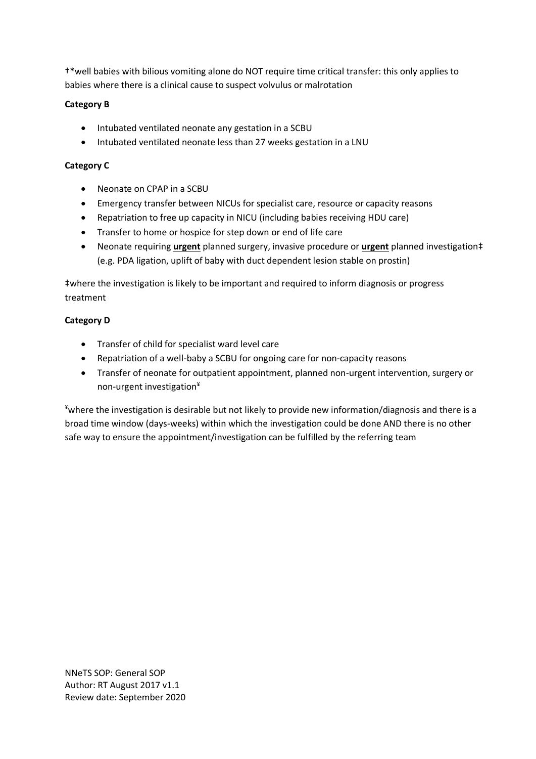†*well babies with bilious vomiting alone do NOT require time critical transfer: this only applies to babies where there is a clinical cause to suspect volvulus or malrotation

**Category B**

- Intubated ventilated neonate any gestation in a SCBU
- Intubated ventilated neonate less than 27 weeks gestation in a LNU

**Category C**

- Neonate on CPAP in a SCBU
- Emergency transfer between NICUs for specialist care, resource or capacity reasons
- Repatriation to free up capacity in NICU (including babies receiving HDU care)
- Transfer to home or hospice for step down or end of life care
- Neonate requiring **urgent** planned surgery, invasive procedure or **urgent** planned investigation‡ (e.g. PDA ligation, uplift of baby with duct dependent lesion stable on prostin)

‡where the investigation is likely to be important and required to inform diagnosis or progress treatment

**Category D**

- Transfer of child for specialist ward level care
- Repatriation of a well-baby a SCBU for ongoing care for non-capacity reasons
- Transfer of neonate for outpatient appointment, planned non-urgent intervention, surgery or non-urgent investigation[¥]

[¥]where the investigation is desirable but not likely to provide new information/diagnosis and there is a broad time window (days-weeks) within which the investigation could be done AND there is no other safe way to ensure the appointment/investigation can be fulfilled by the referring team